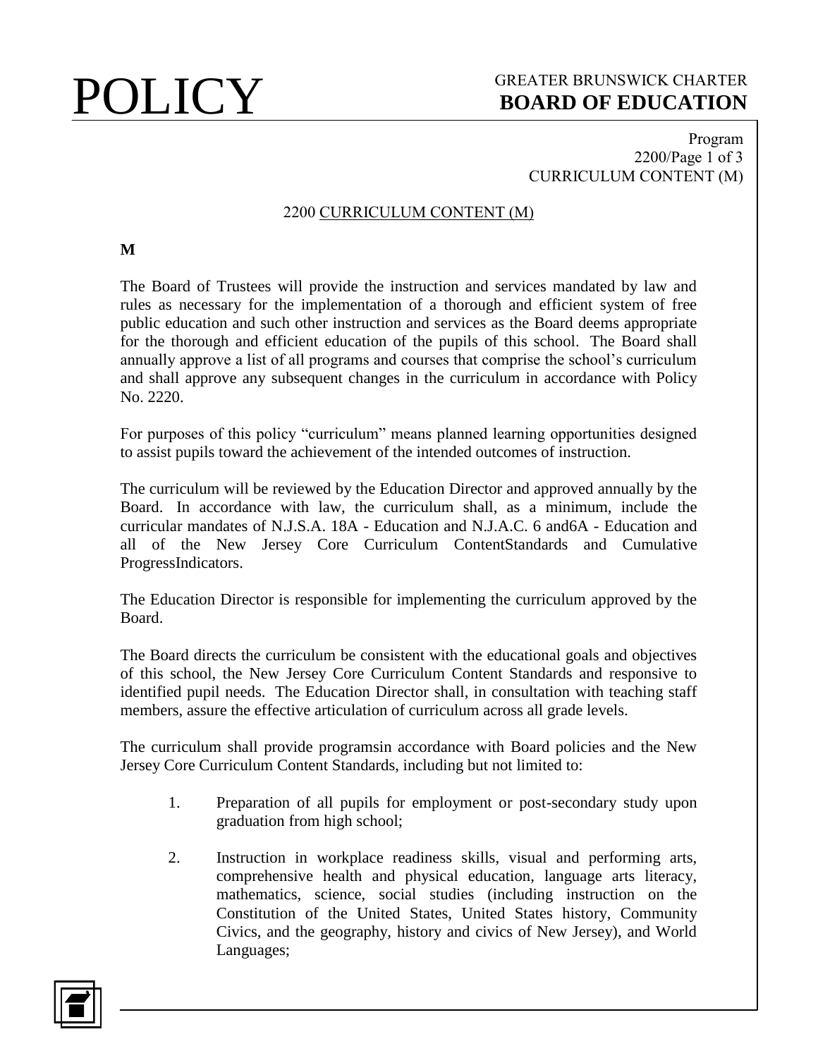# POLICY

GREATER BRUNSWICK CHARTER
**BOARD OF EDUCATION**

Program
2200/Page 1 of 3
CURRICULUM CONTENT (M)

## 2200 CURRICULUM CONTENT (M)

**M**

The Board of Trustees will provide the instruction and services mandated by law and rules as necessary for the implementation of a thorough and efficient system of free public education and such other instruction and services as the Board deems appropriate for the thorough and efficient education of the pupils of this school. The Board shall annually approve a list of all programs and courses that comprise the school's curriculum and shall approve any subsequent changes in the curriculum in accordance with Policy No. 2220.

For purposes of this policy "curriculum" means planned learning opportunities designed to assist pupils toward the achievement of the intended outcomes of instruction.

The curriculum will be reviewed by the Education Director and approved annually by the Board. In accordance with law, the curriculum shall, as a minimum, include the curricular mandates of N.J.S.A. 18A - Education and N.J.A.C. 6 and6A - Education and all of the New Jersey Core Curriculum ContentStandards and Cumulative ProgressIndicators.

The Education Director is responsible for implementing the curriculum approved by the Board.

The Board directs the curriculum be consistent with the educational goals and objectives of this school, the New Jersey Core Curriculum Content Standards and responsive to identified pupil needs. The Education Director shall, in consultation with teaching staff members, assure the effective articulation of curriculum across all grade levels.

The curriculum shall provide programsin accordance with Board policies and the New Jersey Core Curriculum Content Standards, including but not limited to:

1. Preparation of all pupils for employment or post-secondary study upon graduation from high school;
2. Instruction in workplace readiness skills, visual and performing arts, comprehensive health and physical education, language arts literacy, mathematics, science, social studies (including instruction on the Constitution of the United States, United States history, Community Civics, and the geography, history and civics of New Jersey), and World Languages;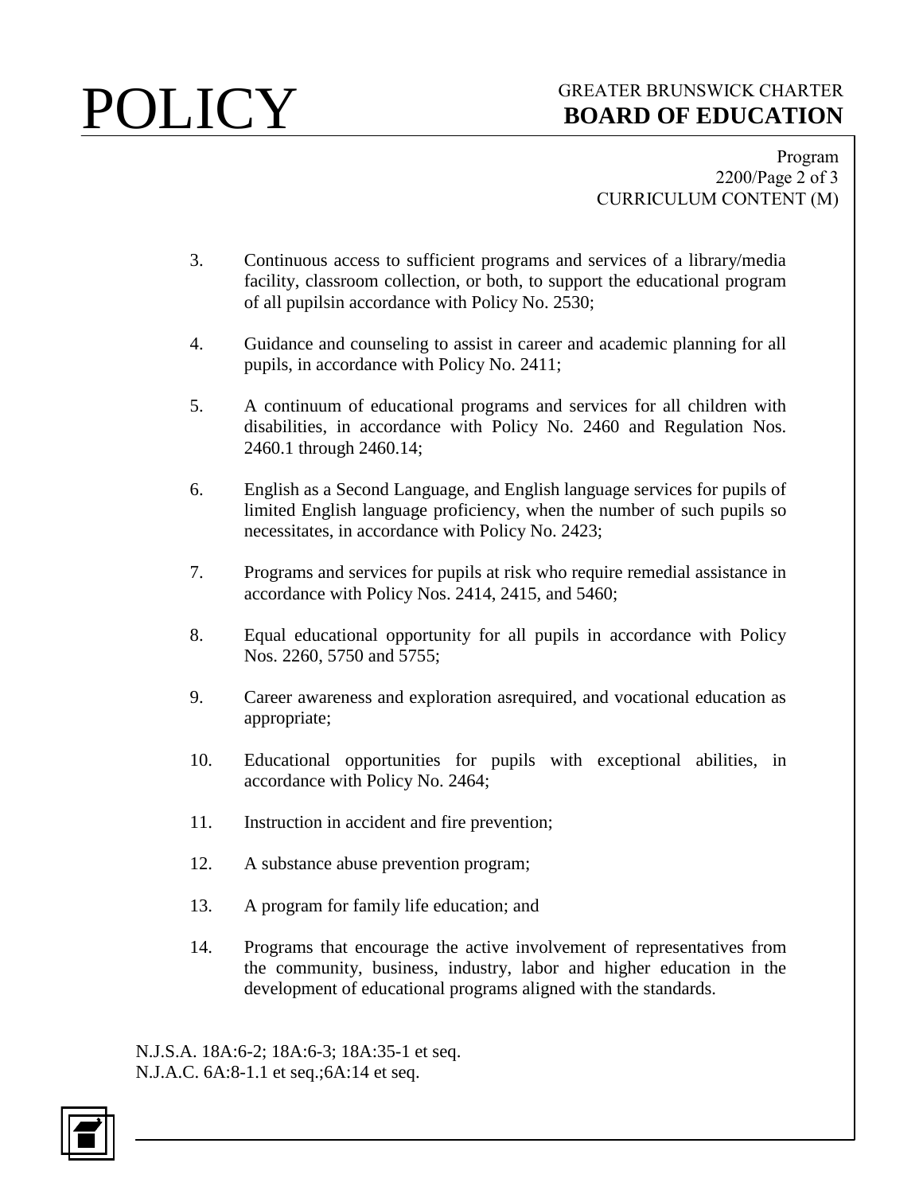3. Continuous access to sufficient programs and services of a library/media facility, classroom collection, or both, to support the educational program of all pupilsin accordance with Policy No. 2530;

4. Guidance and counseling to assist in career and academic planning for all pupils, in accordance with Policy No. 2411;

5. A continuum of educational programs and services for all children with disabilities, in accordance with Policy No. 2460 and Regulation Nos. 2460.1 through 2460.14;

6. English as a Second Language, and English language services for pupils of limited English language proficiency, when the number of such pupils so necessitates, in accordance with Policy No. 2423;

7. Programs and services for pupils at risk who require remedial assistance in accordance with Policy Nos. 2414, 2415, and 5460;

8. Equal educational opportunity for all pupils in accordance with Policy Nos. 2260, 5750 and 5755;

9. Career awareness and exploration asrequired, and vocational education as appropriate;

10. Educational opportunities for pupils with exceptional abilities, in accordance with Policy No. 2464;

11. Instruction in accident and fire prevention;

12. A substance abuse prevention program;

13. A program for family life education; and

14. Programs that encourage the active involvement of representatives from the community, business, industry, labor and higher education in the development of educational programs aligned with the standards.

N.J.S.A. 18A:6-2; 18A:6-3; 18A:35-1 et seq.
N.J.A.C. 6A:8-1.1 et seq.;6A:14 et seq.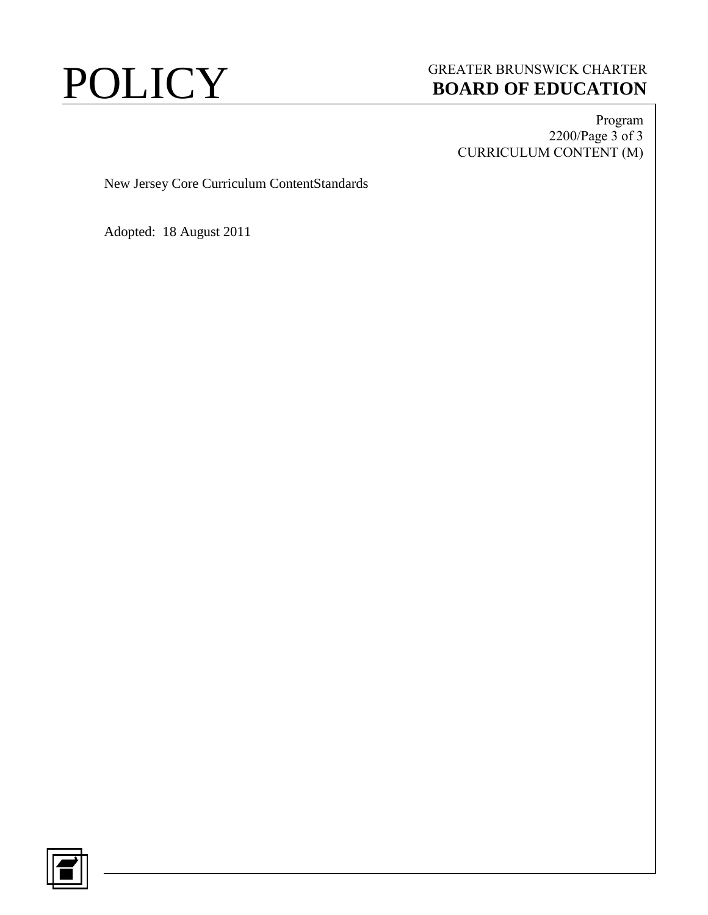New Jersey Core Curriculum ContentStandards

Adopted: 18 August 2011